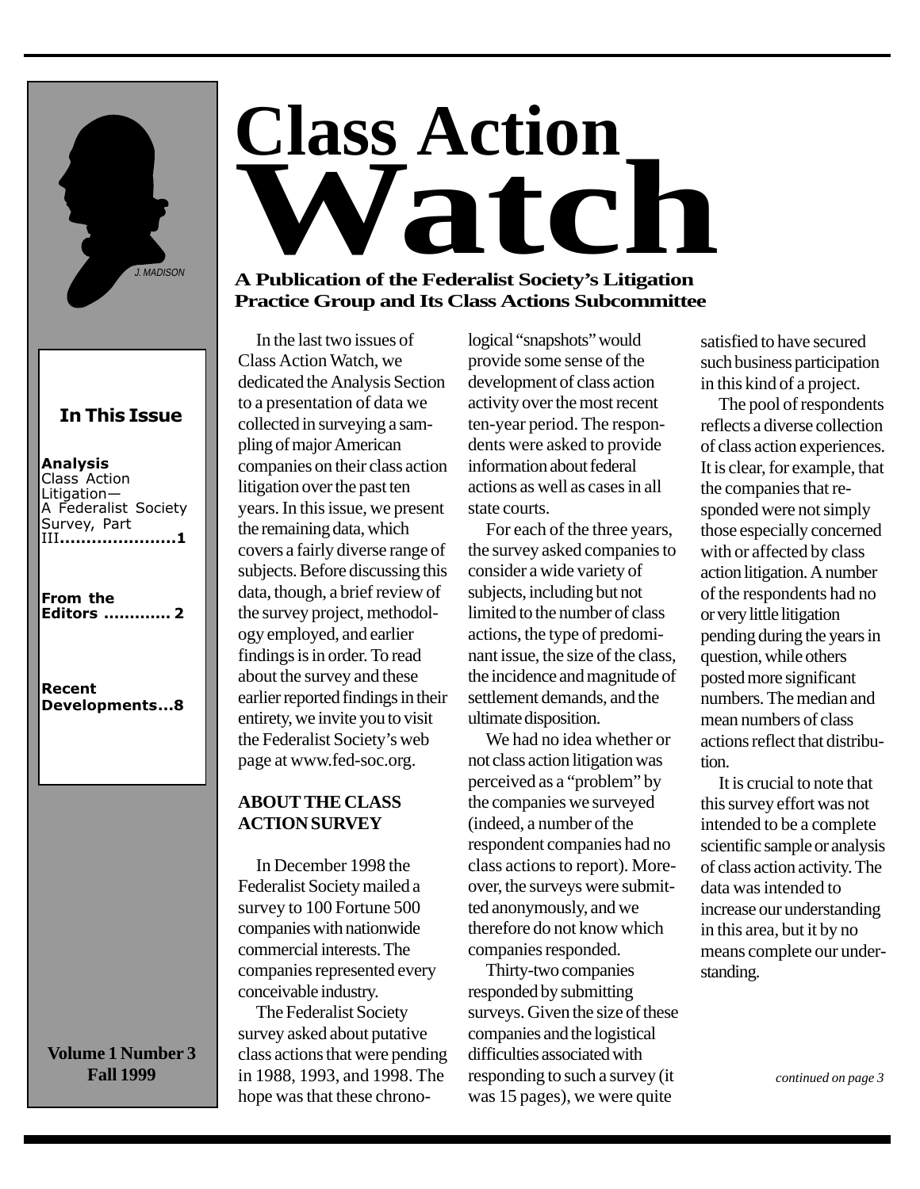# Class Action Watch

**A Publication of the Federalist Society's Litigation Practice Group and Its Class Actions Subcommittee**

J. MADISON

**In This Issue**

**Analysis**
Class Action Litigation—A Federalist Society Survey, Part III......................**1**

**From the Editors ............ 2**

**Recent Developments...8**

**Volume 1 Number 3**
**Fall 1999**

In the last two issues of Class Action Watch, we dedicated the Analysis Section to a presentation of data we collected in surveying a sampling of major American companies on their class action litigation over the past ten years. In this issue, we present the remaining data, which covers a fairly diverse range of subjects. Before discussing this data, though, a brief review of the survey project, methodology employed, and earlier findings is in order. To read about the survey and these earlier reported findings in their entirety, we invite you to visit the Federalist Society's web page at www.fed-soc.org.

## ABOUT THE CLASS ACTION SURVEY

In December 1998 the Federalist Society mailed a survey to 100 Fortune 500 companies with nationwide commercial interests. The companies represented every conceivable industry.

The Federalist Society survey asked about putative class actions that were pending in 1988, 1993, and 1998. The hope was that these chronological "snapshots" would provide some sense of the development of class action activity over the most recent ten-year period. The respondents were asked to provide information about federal actions as well as cases in all state courts.

For each of the three years, the survey asked companies to consider a wide variety of subjects, including but not limited to the number of class actions, the type of predominant issue, the size of the class, the incidence and magnitude of settlement demands, and the ultimate disposition.

We had no idea whether or not class action litigation was perceived as a "problem" by the companies we surveyed (indeed, a number of the respondent companies had no class actions to report). Moreover, the surveys were submitted anonymously, and we therefore do not know which companies responded.

Thirty-two companies responded by submitting surveys. Given the size of these companies and the logistical difficulties associated with responding to such a survey (it was 15 pages), we were quite satisfied to have secured such business participation in this kind of a project.

The pool of respondents reflects a diverse collection of class action experiences. It is clear, for example, that the companies that responded were not simply those especially concerned with or affected by class action litigation. A number of the respondents had no or very little litigation pending during the years in question, while others posted more significant numbers. The median and mean numbers of class actions reflect that distribution.

It is crucial to note that this survey effort was not intended to be a complete scientific sample or analysis of class action activity. The data was intended to increase our understanding in this area, but it by no means complete our understanding.

*continued on page 3*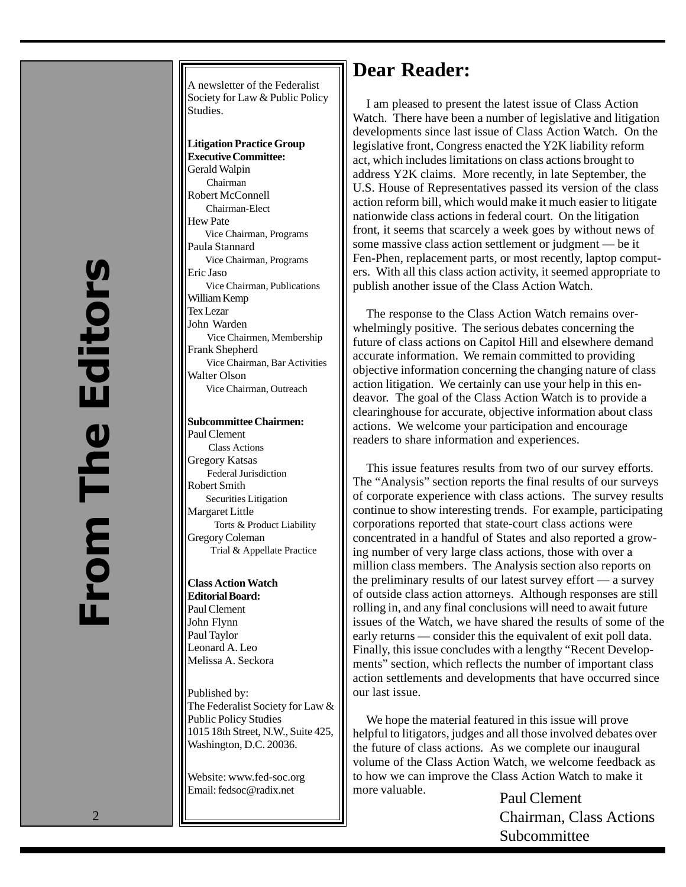# From The Editors

A newsletter of the Federalist Society for Law & Public Policy Studies.

**Litigation Practice Group Executive Committee:**
Gerald Walpin
Chairman
Robert McConnell
Chairman-Elect
Hew Pate
Vice Chairman, Programs
Paula Stannard
Vice Chairman, Programs
Eric Jaso
Vice Chairman, Publications
William Kemp
Tex Lezar
John Warden
Vice Chairmen, Membership
Frank Shepherd
Vice Chairman, Bar Activities
Walter Olson
Vice Chairman, Outreach

**Subcommittee Chairmen:**
Paul Clement
Class Actions
Gregory Katsas
Federal Jurisdiction
Robert Smith
Securities Litigation
Margaret Little
Torts & Product Liability
Gregory Coleman
Trial & Appellate Practice

**Class Action Watch Editorial Board:**
Paul Clement
John Flynn
Paul Taylor
Leonard A. Leo
Melissa A. Seckora

Published by:
The Federalist Society for Law & Public Policy Studies
1015 18th Street, N.W., Suite 425, Washington, D.C. 20036.

Website: www.fed-soc.org
Email: fedsoc@radix.net

## Dear Reader:

I am pleased to present the latest issue of Class Action Watch. There have been a number of legislative and litigation developments since last issue of Class Action Watch. On the legislative front, Congress enacted the Y2K liability reform act, which includes limitations on class actions brought to address Y2K claims. More recently, in late September, the U.S. House of Representatives passed its version of the class action reform bill, which would make it much easier to litigate nationwide class actions in federal court. On the litigation front, it seems that scarcely a week goes by without news of some massive class action settlement or judgment — be it Fen-Phen, replacement parts, or most recently, laptop computers. With all this class action activity, it seemed appropriate to publish another issue of the Class Action Watch.

The response to the Class Action Watch remains overwhelmingly positive. The serious debates concerning the future of class actions on Capitol Hill and elsewhere demand accurate information. We remain committed to providing objective information concerning the changing nature of class action litigation. We certainly can use your help in this endeavor. The goal of the Class Action Watch is to provide a clearinghouse for accurate, objective information about class actions. We welcome your participation and encourage readers to share information and experiences.

This issue features results from two of our survey efforts. The "Analysis" section reports the final results of our surveys of corporate experience with class actions. The survey results continue to show interesting trends. For example, participating corporations reported that state-court class actions were concentrated in a handful of States and also reported a growing number of very large class actions, those with over a million class members. The Analysis section also reports on the preliminary results of our latest survey effort — a survey of outside class action attorneys. Although responses are still rolling in, and any final conclusions will need to await future issues of the Watch, we have shared the results of some of the early returns — consider this the equivalent of exit poll data. Finally, this issue concludes with a lengthy "Recent Developments" section, which reflects the number of important class action settlements and developments that have occurred since our last issue.

We hope the material featured in this issue will prove helpful to litigators, judges and all those involved debates over the future of class actions. As we complete our inaugural volume of the Class Action Watch, we welcome feedback as to how we can improve the Class Action Watch to make it more valuable.

Paul Clement
Chairman, Class Actions Subcommittee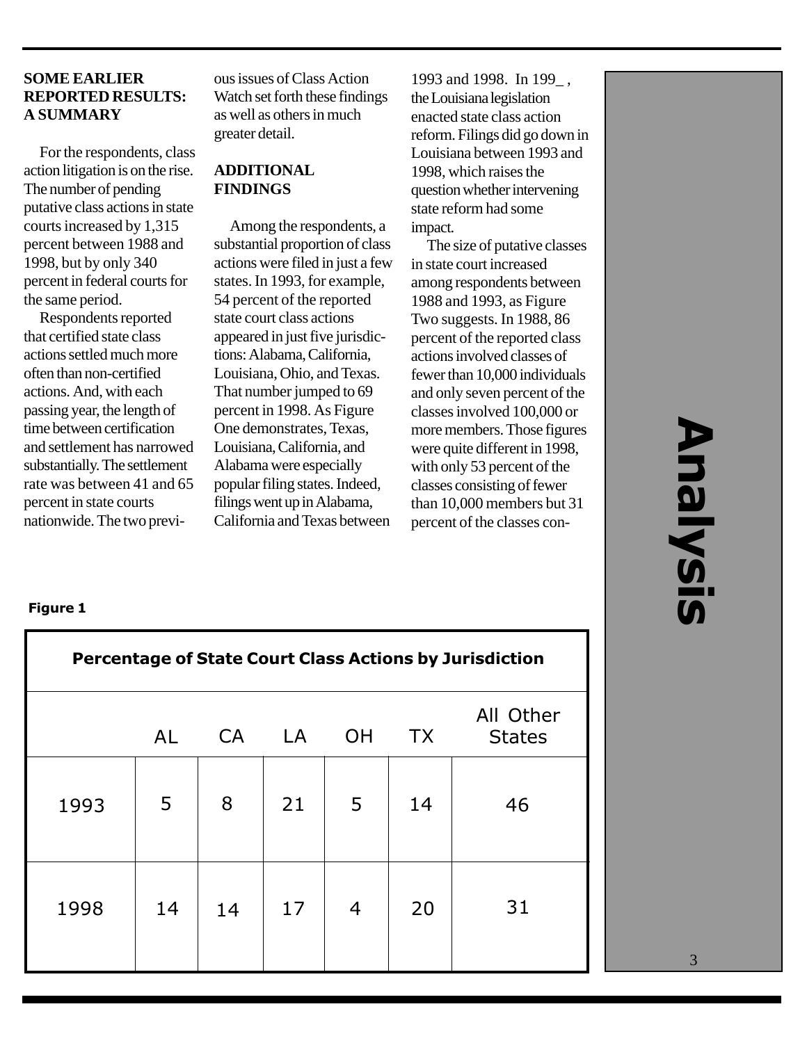## SOME EARLIER REPORTED RESULTS: A SUMMARY

For the respondents, class action litigation is on the rise. The number of pending putative class actions in state courts increased by 1,315 percent between 1988 and 1998, but by only 340 percent in federal courts for the same period.

Respondents reported that certified state class actions settled much more often than non-certified actions. And, with each passing year, the length of time between certification and settlement has narrowed substantially. The settlement rate was between 41 and 65 percent in state courts nationwide. The two previous issues of Class Action Watch set forth these findings as well as others in much greater detail.

## ADDITIONAL FINDINGS

Among the respondents, a substantial proportion of class actions were filed in just a few states. In 1993, for example, 54 percent of the reported state court class actions appeared in just five jurisdictions: Alabama, California, Louisiana, Ohio, and Texas. That number jumped to 69 percent in 1998. As Figure One demonstrates, Texas, Louisiana, California, and Alabama were especially popular filing states. Indeed, filings went up in Alabama, California and Texas between 1993 and 1998. In 199_ , the Louisiana legislation enacted state class action reform. Filings did go down in Louisiana between 1993 and 1998, which raises the question whether intervening state reform had some impact.

The size of putative classes in state court increased among respondents between 1988 and 1993, as Figure Two suggests. In 1988, 86 percent of the reported class actions involved classes of fewer than 10,000 individuals and only seven percent of the classes involved 100,000 or more members. Those figures were quite different in 1998, with only 53 percent of the classes consisting of fewer than 10,000 members but 31 percent of the classes con-

**Figure 1**

**Percentage of State Court Class Actions by Jurisdiction**

| | AL | CA | LA | OH | TX | All Other States |
|---|---|---|---|---|---|---|
| 1993 | 5 | 8 | 21 | 5 | 14 | 46 |
| 1998 | 14 | 14 | 17 | 4 | 20 | 31 |

**Analysis**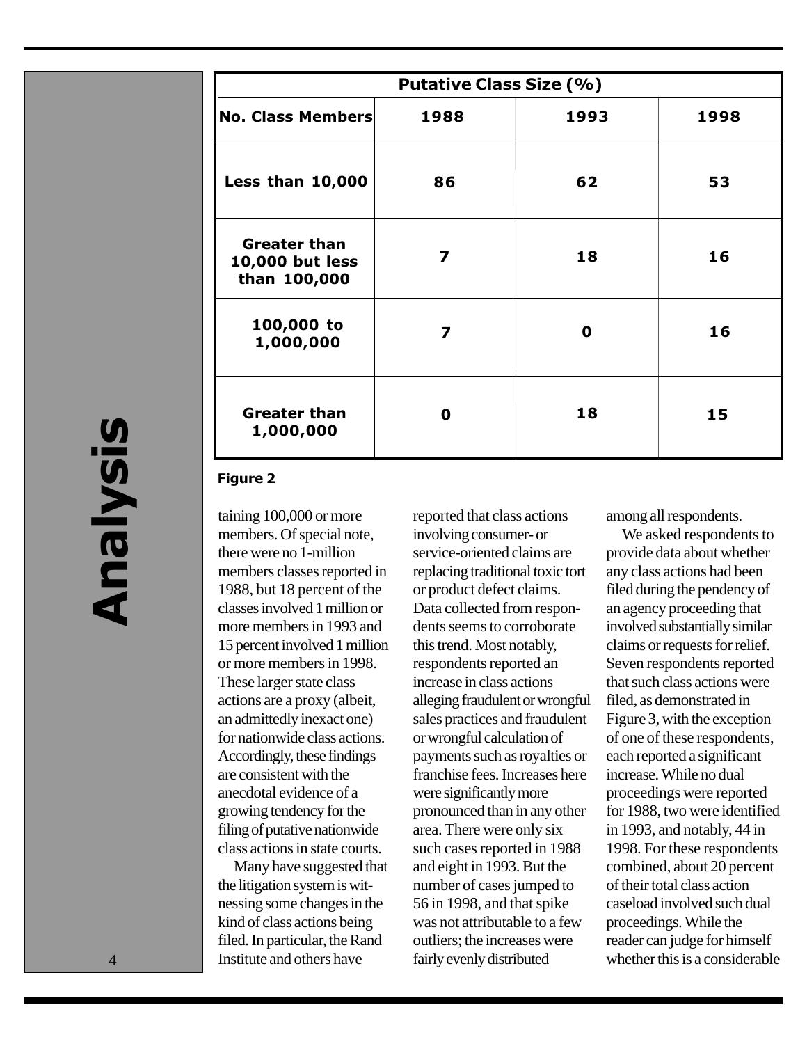| Putative Class Size (%) | | | |
|---|---|---|---|
| **No. Class Members** | **1988** | **1993** | **1998** |
| **Less than 10,000** | **86** | **62** | **53** |
| **Greater than 10,000 but less than 100,000** | **7** | **18** | **16** |
| **100,000 to 1,000,000** | **7** | **0** | **16** |
| **Greater than 1,000,000** | **0** | **18** | **15** |

**Figure 2**

taining 100,000 or more members. Of special note, there were no 1-million members classes reported in 1988, but 18 percent of the classes involved 1 million or more members in 1993 and 15 percent involved 1 million or more members in 1998. These larger state class actions are a proxy (albeit, an admittedly inexact one) for nationwide class actions. Accordingly, these findings are consistent with the anecdotal evidence of a growing tendency for the filing of putative nationwide class actions in state courts.

Many have suggested that the litigation system is witnessing some changes in the kind of class actions being filed. In particular, the Rand Institute and others have reported that class actions involving consumer- or service-oriented claims are replacing traditional toxic tort or product defect claims. Data collected from respondents seems to corroborate this trend. Most notably, respondents reported an increase in class actions alleging fraudulent or wrongful sales practices and fraudulent or wrongful calculation of payments such as royalties or franchise fees. Increases here were significantly more pronounced than in any other area. There were only six such cases reported in 1988 and eight in 1993. But the number of cases jumped to 56 in 1998, and that spike was not attributable to a few outliers; the increases were fairly evenly distributed among all respondents.

We asked respondents to provide data about whether any class actions had been filed during the pendency of an agency proceeding that involved substantially similar claims or requests for relief. Seven respondents reported that such class actions were filed, as demonstrated in Figure 3, with the exception of one of these respondents, each reported a significant increase. While no dual proceedings were reported for 1988, two were identified in 1993, and notably, 44 in 1998. For these respondents combined, about 20 percent of their total class action caseload involved such dual proceedings. While the reader can judge for himself whether this is a considerable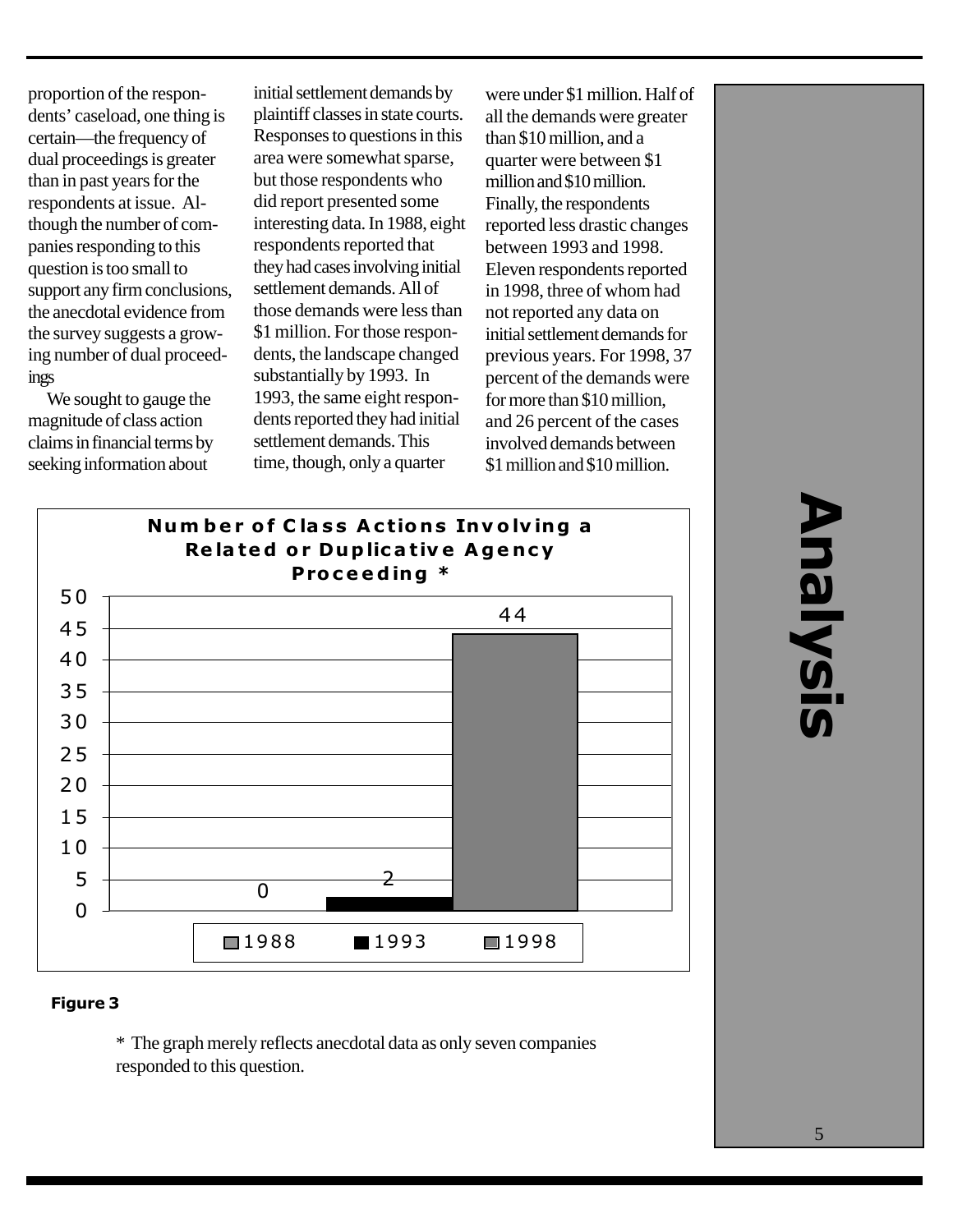proportion of the respondents' caseload, one thing is certain—the frequency of dual proceedings is greater than in past years for the respondents at issue. Although the number of companies responding to this question is too small to support any firm conclusions, the anecdotal evidence from the survey suggests a growing number of dual proceedings

We sought to gauge the magnitude of class action claims in financial terms by seeking information about initial settlement demands by plaintiff classes in state courts. Responses to questions in this area were somewhat sparse, but those respondents who did report presented some interesting data. In 1988, eight respondents reported that they had cases involving initial settlement demands. All of those demands were less than $1 million. For those respondents, the landscape changed substantially by 1993. In 1993, the same eight respondents reported they had initial settlement demands. This time, though, only a quarter were under $1 million. Half of all the demands were greater than $10 million, and a quarter were between $1 million and $10 million. Finally, the respondents reported less drastic changes between 1993 and 1998. Eleven respondents reported in 1998, three of whom had not reported any data on initial settlement demands for previous years. For 1998, 37 percent of the demands were for more than $10 million, and 26 percent of the cases involved demands between $1 million and $10 million.

**Number of Class Actions Involving a Related or Duplicative Agency Proceeding \***

50
45
40
35
30
25
20
15
10
5
0

0
2
44

1988 1993 1998

**Figure 3**

\* The graph merely reflects anecdotal data as only seven companies responded to this question.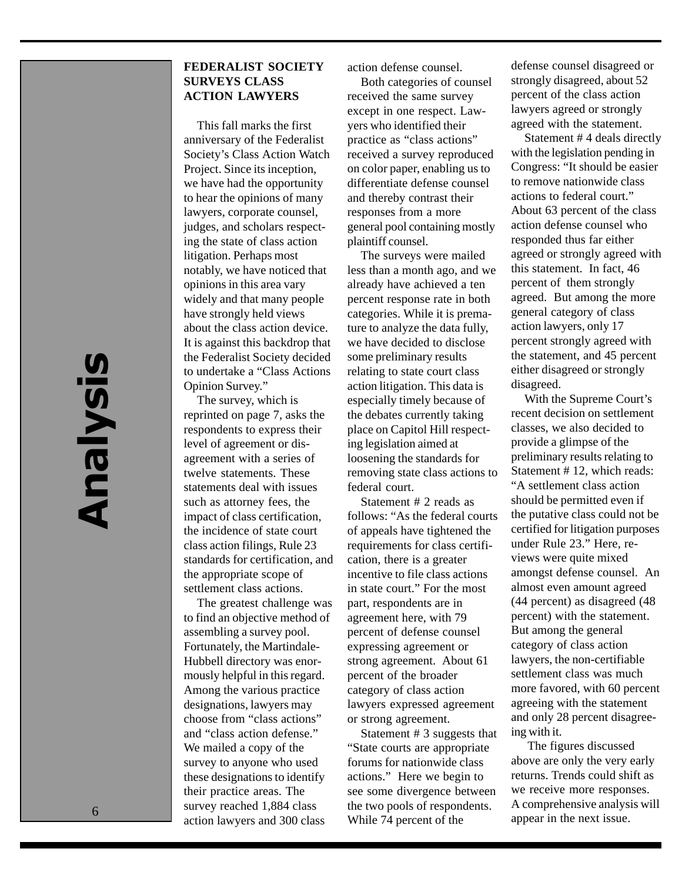## FEDERALIST SOCIETY SURVEYS CLASS ACTION LAWYERS

This fall marks the first anniversary of the Federalist Society's Class Action Watch Project. Since its inception, we have had the opportunity to hear the opinions of many lawyers, corporate counsel, judges, and scholars respecting the state of class action litigation. Perhaps most notably, we have noticed that opinions in this area vary widely and that many people have strongly held views about the class action device. It is against this backdrop that the Federalist Society decided to undertake a "Class Actions Opinion Survey."

The survey, which is reprinted on page 7, asks the respondents to express their level of agreement or disagreement with a series of twelve statements. These statements deal with issues such as attorney fees, the impact of class certification, the incidence of state court class action filings, Rule 23 standards for certification, and the appropriate scope of settlement class actions.

The greatest challenge was to find an objective method of assembling a survey pool. Fortunately, the Martindale-Hubbell directory was enormously helpful in this regard. Among the various practice designations, lawyers may choose from "class actions" and "class action defense." We mailed a copy of the survey to anyone who used these designations to identify their practice areas. The survey reached 1,884 class action lawyers and 300 class action defense counsel.

Both categories of counsel received the same survey except in one respect. Lawyers who identified their practice as "class actions" received a survey reproduced on color paper, enabling us to differentiate defense counsel and thereby contrast their responses from a more general pool containing mostly plaintiff counsel.

The surveys were mailed less than a month ago, and we already have achieved a ten percent response rate in both categories. While it is premature to analyze the data fully, we have decided to disclose some preliminary results relating to state court class action litigation. This data is especially timely because of the debates currently taking place on Capitol Hill respecting legislation aimed at loosening the standards for removing state class actions to federal court.

Statement # 2 reads as follows: "As the federal courts of appeals have tightened the requirements for class certification, there is a greater incentive to file class actions in state court." For the most part, respondents are in agreement here, with 79 percent of defense counsel expressing agreement or strong agreement. About 61 percent of the broader category of class action lawyers expressed agreement or strong agreement.

Statement # 3 suggests that "State courts are appropriate forums for nationwide class actions." Here we begin to see some divergence between the two pools of respondents. While 74 percent of the defense counsel disagreed or strongly disagreed, about 52 percent of the class action lawyers agreed or strongly agreed with the statement.

Statement # 4 deals directly with the legislation pending in Congress: "It should be easier to remove nationwide class actions to federal court." About 63 percent of the class action defense counsel who responded thus far either agreed or strongly agreed with this statement. In fact, 46 percent of them strongly agreed. But among the more general category of class action lawyers, only 17 percent strongly agreed with the statement, and 45 percent either disagreed or strongly disagreed.

With the Supreme Court's recent decision on settlement classes, we also decided to provide a glimpse of the preliminary results relating to Statement # 12, which reads: "A settlement class action should be permitted even if the putative class could not be certified for litigation purposes under Rule 23." Here, reviews were quite mixed amongst defense counsel. An almost even amount agreed (44 percent) as disagreed (48 percent) with the statement. But among the general category of class action lawyers, the non-certifiable settlement class was much more favored, with 60 percent agreeing with the statement and only 28 percent disagreeing with it.

The figures discussed above are only the very early returns. Trends could shift as we receive more responses. A comprehensive analysis will appear in the next issue.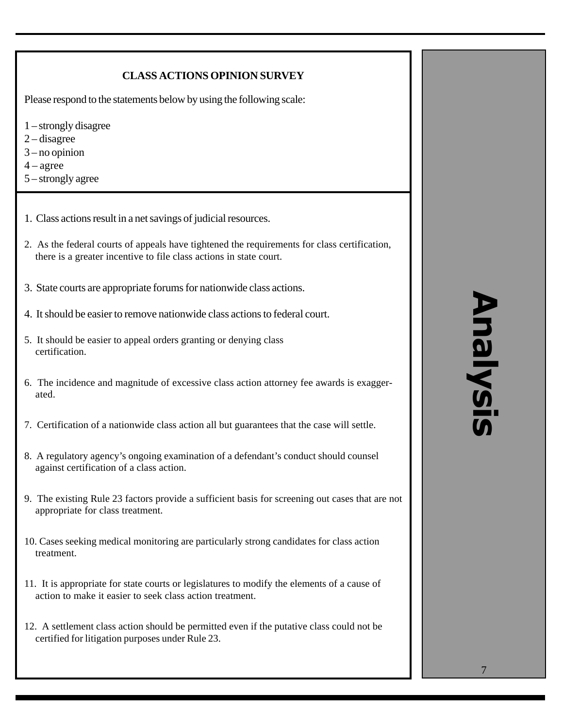## CLASS ACTIONS OPINION SURVEY

Please respond to the statements below by using the following scale:

1 – strongly disagree
2 – disagree
3 – no opinion
4 – agree
5 – strongly agree

1. Class actions result in a net savings of judicial resources.

2. As the federal courts of appeals have tightened the requirements for class certification, there is a greater incentive to file class actions in state court.

3. State courts are appropriate forums for nationwide class actions.

4. It should be easier to remove nationwide class actions to federal court.

5. It should be easier to appeal orders granting or denying class certification.

6. The incidence and magnitude of excessive class action attorney fee awards is exaggerated.

7. Certification of a nationwide class action all but guarantees that the case will settle.

8. A regulatory agency's ongoing examination of a defendant's conduct should counsel against certification of a class action.

9. The existing Rule 23 factors provide a sufficient basis for screening out cases that are not appropriate for class treatment.

10. Cases seeking medical monitoring are particularly strong candidates for class action treatment.

11. It is appropriate for state courts or legislatures to modify the elements of a cause of action to make it easier to seek class action treatment.

12. A settlement class action should be permitted even if the putative class could not be certified for litigation purposes under Rule 23.

Analysis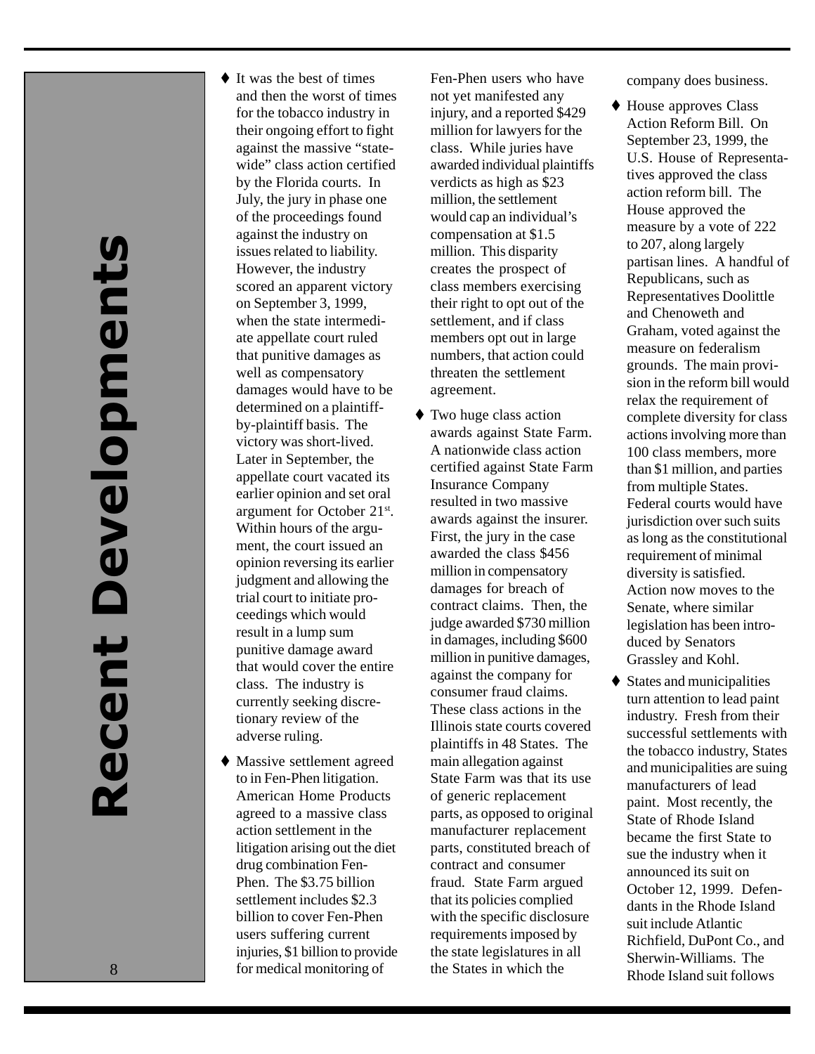# Recent Developments

- It was the best of times and then the worst of times for the tobacco industry in their ongoing effort to fight against the massive "statewide" class action certified by the Florida courts. In July, the jury in phase one of the proceedings found against the industry on issues related to liability. However, the industry scored an apparent victory on September 3, 1999, when the state intermediate appellate court ruled that punitive damages as well as compensatory damages would have to be determined on a plaintiff-by-plaintiff basis. The victory was short-lived. Later in September, the appellate court vacated its earlier opinion and set oral argument for October 21st. Within hours of the argument, the court issued an opinion reversing its earlier judgment and allowing the trial court to initiate proceedings which would result in a lump sum punitive damage award that would cover the entire class. The industry is currently seeking discretionary review of the adverse ruling.

- Massive settlement agreed to in Fen-Phen litigation. American Home Products agreed to a massive class action settlement in the litigation arising out the diet drug combination Fen-Phen. The $3.75 billion settlement includes $2.3 billion to cover Fen-Phen users suffering current injuries, $1 billion to provide for medical monitoring of Fen-Phen users who have not yet manifested any injury, and a reported $429 million for lawyers for the class. While juries have awarded individual plaintiffs verdicts as high as $23 million, the settlement would cap an individual's compensation at $1.5 million. This disparity creates the prospect of class members exercising their right to opt out of the settlement, and if class members opt out in large numbers, that action could threaten the settlement agreement.

- Two huge class action awards against State Farm. A nationwide class action certified against State Farm Insurance Company resulted in two massive awards against the insurer. First, the jury in the case awarded the class $456 million in compensatory damages for breach of contract claims. Then, the judge awarded $730 million in damages, including $600 million in punitive damages, against the company for consumer fraud claims. These class actions in the Illinois state courts covered plaintiffs in 48 States. The main allegation against State Farm was that its use of generic replacement parts, as opposed to original manufacturer replacement parts, constituted breach of contract and consumer fraud. State Farm argued that its policies complied with the specific disclosure requirements imposed by the state legislatures in all the States in which the company does business.

- House approves Class Action Reform Bill. On September 23, 1999, the U.S. House of Representatives approved the class action reform bill. The House approved the measure by a vote of 222 to 207, along largely partisan lines. A handful of Republicans, such as Representatives Doolittle and Chenoweth and Graham, voted against the measure on federalism grounds. The main provision in the reform bill would relax the requirement of complete diversity for class actions involving more than 100 class members, more than $1 million, and parties from multiple States. Federal courts would have jurisdiction over such suits as long as the constitutional requirement of minimal diversity is satisfied. Action now moves to the Senate, where similar legislation has been introduced by Senators Grassley and Kohl.

- States and municipalities turn attention to lead paint industry. Fresh from their successful settlements with the tobacco industry, States and municipalities are suing manufacturers of lead paint. Most recently, the State of Rhode Island became the first State to sue the industry when it announced its suit on October 12, 1999. Defendants in the Rhode Island suit include Atlantic Richfield, DuPont Co., and Sherwin-Williams. The Rhode Island suit follows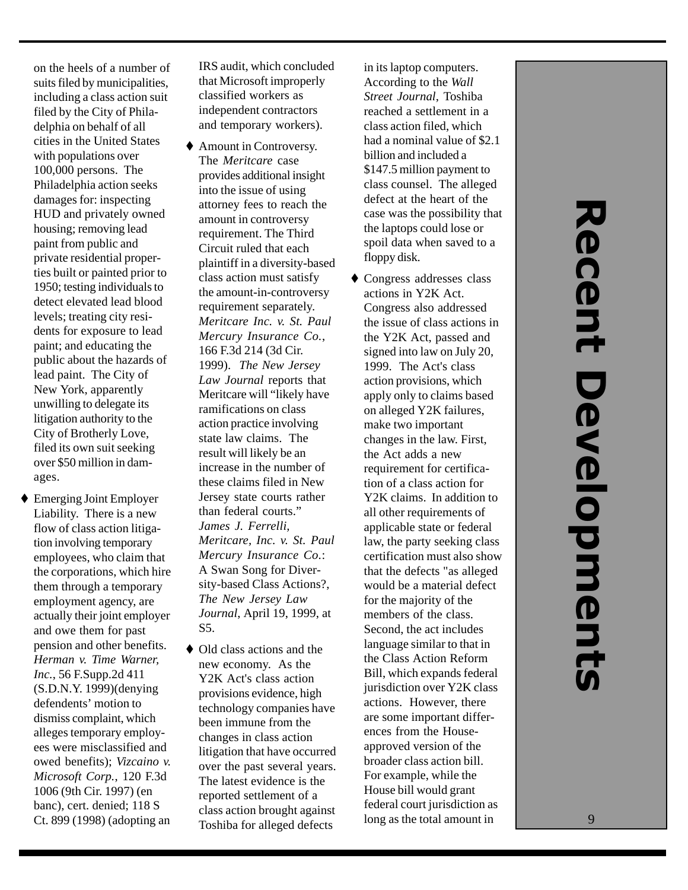on the heels of a number of suits filed by municipalities, including a class action suit filed by the City of Philadelphia on behalf of all cities in the United States with populations over 100,000 persons. The Philadelphia action seeks damages for: inspecting HUD and privately owned housing; removing lead paint from public and private residential properties built or painted prior to 1950; testing individuals to detect elevated lead blood levels; treating city residents for exposure to lead paint; and educating the public about the hazards of lead paint. The City of New York, apparently unwilling to delegate its litigation authority to the City of Brotherly Love, filed its own suit seeking over $50 million in damages.

- ♦ Emerging Joint Employer Liability. There is a new flow of class action litigation involving temporary employees, who claim that the corporations, which hire them through a temporary employment agency, are actually their joint employer and owe them for past pension and other benefits. *Herman v. Time Warner, Inc.*, 56 F.Supp.2d 411 (S.D.N.Y. 1999)(denying defendants' motion to dismiss complaint, which alleges temporary employees were misclassified and owed benefits); *Vizcaino v. Microsoft Corp.*, 120 F.3d 1006 (9th Cir. 1997) (en banc), cert. denied; 118 S Ct. 899 (1998) (adopting an IRS audit, which concluded that Microsoft improperly classified workers as independent contractors and temporary workers).

- ♦ Amount in Controversy. The *Meritcare* case provides additional insight into the issue of using attorney fees to reach the amount in controversy requirement. The Third Circuit ruled that each plaintiff in a diversity-based class action must satisfy the amount-in-controversy requirement separately. *Meritcare Inc. v. St. Paul Mercury Insurance Co.*, 166 F.3d 214 (3d Cir. 1999). *The New Jersey Law Journal* reports that Meritcare will "likely have ramifications on class action practice involving state law claims. The result will likely be an increase in the number of these claims filed in New Jersey state courts rather than federal courts." *James J. Ferrelli, Meritcare, Inc. v. St. Paul Mercury Insurance Co.*: A Swan Song for Diversity-based Class Actions?, *The New Jersey Law Journal*, April 19, 1999, at S5.

- ♦ Old class actions and the new economy. As the Y2K Act's class action provisions evidence, high technology companies have been immune from the changes in class action litigation that have occurred over the past several years. The latest evidence is the reported settlement of a class action brought against Toshiba for alleged defects in its laptop computers. According to the *Wall Street Journal*, Toshiba reached a settlement in a class action filed, which had a nominal value of $2.1 billion and included a $147.5 million payment to class counsel. The alleged defect at the heart of the case was the possibility that the laptops could lose or spoil data when saved to a floppy disk.

- ♦ Congress addresses class actions in Y2K Act. Congress also addressed the issue of class actions in the Y2K Act, passed and signed into law on July 20, 1999. The Act's class action provisions, which apply only to claims based on alleged Y2K failures, make two important changes in the law. First, the Act adds a new requirement for certification of a class action for Y2K claims. In addition to all other requirements of applicable state or federal law, the party seeking class certification must also show that the defects "as alleged would be a material defect for the majority of the members of the class. Second, the act includes language similar to that in the Class Action Reform Bill, which expands federal jurisdiction over Y2K class actions. However, there are some important differences from the House-approved version of the broader class action bill. For example, while the House bill would grant federal court jurisdiction as long as the total amount in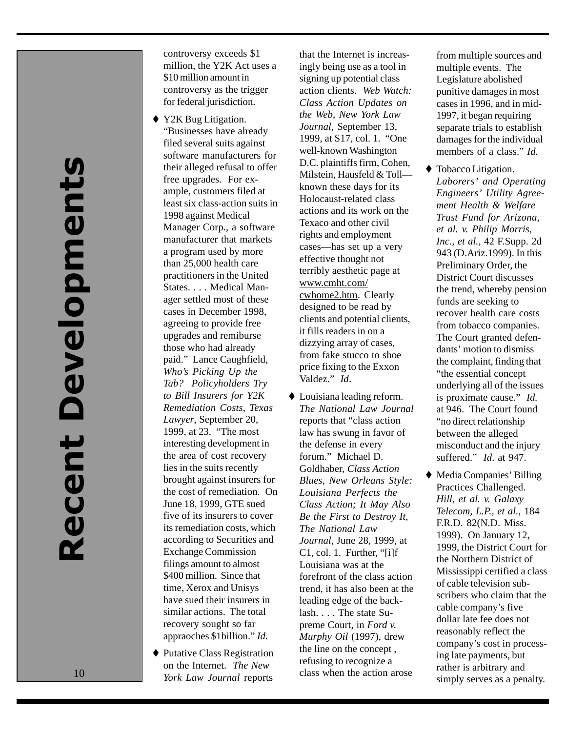controversy exceeds $1 million, the Y2K Act uses a $10 million amount in controversy as the trigger for federal jurisdiction.

- Y2K Bug Litigation. "Businesses have already filed several suits against software manufacturers for their alleged refusal to offer free upgrades. For example, customers filed at least six class-action suits in 1998 against Medical Manager Corp., a software manufacturer that markets a program used by more than 25,000 health care practitioners in the United States. . . . Medical Manager settled most of these cases in December 1998, agreeing to provide free upgrades and remiburse those who had already paid." Lance Caughfield, *Who's Picking Up the Tab? Policyholders Try to Bill Insurers for Y2K Remediation Costs*, *Texas Lawyer*, September 20, 1999, at 23. "The most interesting development in the area of cost recovery lies in the suits recently brought against insurers for the cost of remediation. On June 18, 1999, GTE sued five of its insurers to cover its remediation costs, which according to Securities and Exchange Commission filings amount to almost $400 million. Since that time, Xerox and Unisys have sued their insurers in similar actions. The total recovery sought so far appraoches $1billion." *Id.*

- Putative Class Registration on the Internet. *The New York Law Journal* reports that the Internet is increasingly being use as a tool in signing up potential class action clients. *Web Watch: Class Action Updates on the Web*, *New York Law Journal*, September 13, 1999, at S17, col. 1. "One well-known Washington D.C. plaintiffs firm, Cohen, Milstein, Hausfeld & Toll—known these days for its Holocaust-related class actions and its work on the Texaco and other civil rights and employment cases—has set up a very effective thought not terribly aesthetic page at www.cmht.com/cwhome2.htm. Clearly designed to be read by clients and potential clients, it fills readers in on a dizzying array of cases, from fake stucco to shoe price fixing to the Exxon Valdez." *Id*.

- Louisiana leading reform. *The National Law Journal* reports that "class action law has swung in favor of the defense in every forum." Michael D. Goldhaber, *Class Action Blues, New Orleans Style: Louisiana Perfects the Class Action; It May Also Be the First to Destroy It*, *The National Law Journal*, June 28, 1999, at C1, col. 1. Further, "[i]f Louisiana was at the forefront of the class action trend, it has also been at the leading edge of the backlash. . . . The state Supreme Court, in *Ford v. Murphy Oil* (1997), drew the line on the concept , refusing to recognize a class when the action arose from multiple sources and multiple events. The Legislature abolished punitive damages in most cases in 1996, and in mid-1997, it began requiring separate trials to establish damages for the individual members of a class." *Id.*

- Tobacco Litigation. *Laborers' and Operating Engineers' Utility Agreement Health & Welfare Trust Fund for Arizona, et al. v. Philip Morris, Inc., et al.*, 42 F.Supp. 2d 943 (D.Ariz.1999). In this Preliminary Order, the District Court discusses the trend, whereby pension funds are seeking to recover health care costs from tobacco companies. The Court granted defendants' motion to dismiss the complaint, finding that "the essential concept underlying all of the issues is proximate cause." *Id.* at 946. The Court found "no direct relationship between the alleged misconduct and the injury suffered." *Id*. at 947.

- Media Companies' Billing Practices Challenged. *Hill, et al. v. Galaxy Telecom, L.P., et al.*, 184 F.R.D. 82(N.D. Miss. 1999). On January 12, 1999, the District Court for the Northern District of Mississippi certified a class of cable television subscribers who claim that the cable company's five dollar late fee does not reasonably reflect the company's cost in processing late payments, but rather is arbitrary and simply serves as a penalty.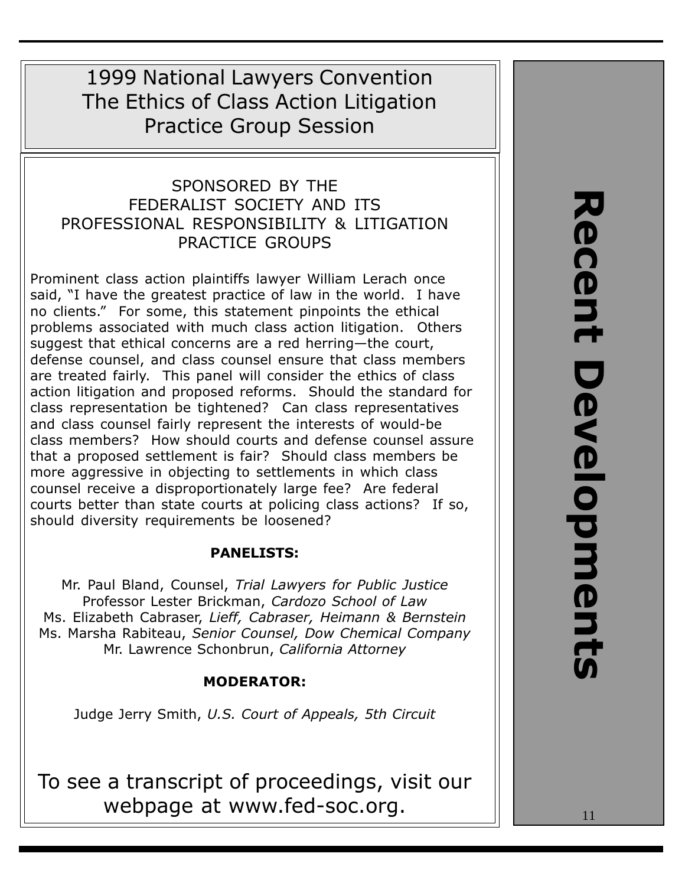# 1999 National Lawyers Convention
# The Ethics of Class Action Litigation
# Practice Group Session

SPONSORED BY THE
FEDERALIST SOCIETY AND ITS
PROFESSIONAL RESPONSIBILITY & LITIGATION
PRACTICE GROUPS

Prominent class action plaintiffs lawyer William Lerach once said, "I have the greatest practice of law in the world. I have no clients." For some, this statement pinpoints the ethical problems associated with much class action litigation. Others suggest that ethical concerns are a red herring—the court, defense counsel, and class counsel ensure that class members are treated fairly. This panel will consider the ethics of class action litigation and proposed reforms. Should the standard for class representation be tightened? Can class representatives and class counsel fairly represent the interests of would-be class members? How should courts and defense counsel assure that a proposed settlement is fair? Should class members be more aggressive in objecting to settlements in which class counsel receive a disproportionately large fee? Are federal courts better than state courts at policing class actions? If so, should diversity requirements be loosened?

**PANELISTS:**

Mr. Paul Bland, Counsel, *Trial Lawyers for Public Justice*
Professor Lester Brickman, *Cardozo School of Law*
Ms. Elizabeth Cabraser, *Lieff, Cabraser, Heimann & Bernstein*
Ms. Marsha Rabiteau, *Senior Counsel, Dow Chemical Company*
Mr. Lawrence Schonbrun, *California Attorney*

**MODERATOR:**

Judge Jerry Smith, *U.S. Court of Appeals, 5th Circuit*

To see a transcript of proceedings, visit our webpage at www.fed-soc.org.

**Recent Developments**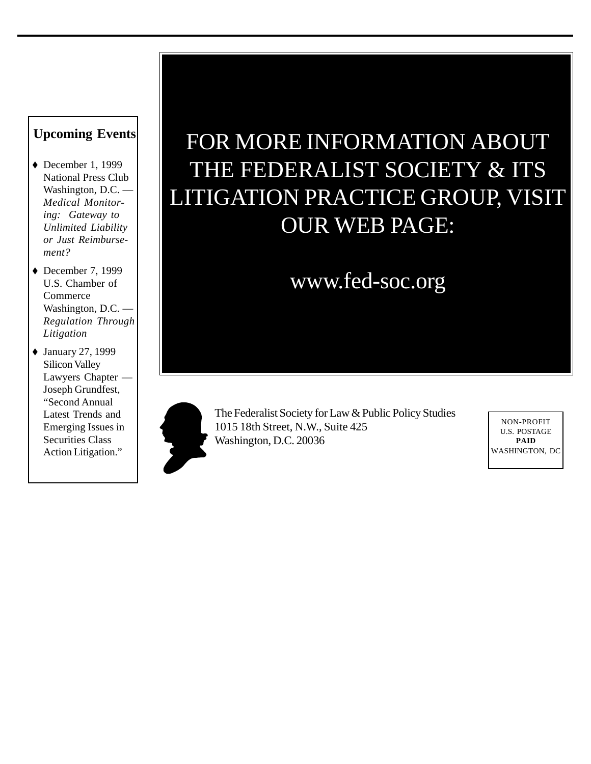## Upcoming Events

- December 1, 1999
  National Press Club
  Washington, D.C. — *Medical Monitoring: Gateway to Unlimited Liability or Just Reimbursement?*
- December 7, 1999
  U.S. Chamber of Commerce
  Washington, D.C. — *Regulation Through Litigation*
- January 27, 1999
  Silicon Valley Lawyers Chapter — Joseph Grundfest, "Second Annual Latest Trends and Emerging Issues in Securities Class Action Litigation."

FOR MORE INFORMATION ABOUT THE FEDERALIST SOCIETY & ITS LITIGATION PRACTICE GROUP, VISIT OUR WEB PAGE:

www.fed-soc.org

The Federalist Society for Law & Public Policy Studies
1015 18th Street, N.W., Suite 425
Washington, D.C. 20036

NON-PROFIT
U.S. POSTAGE
**PAID**
WASHINGTON, DC